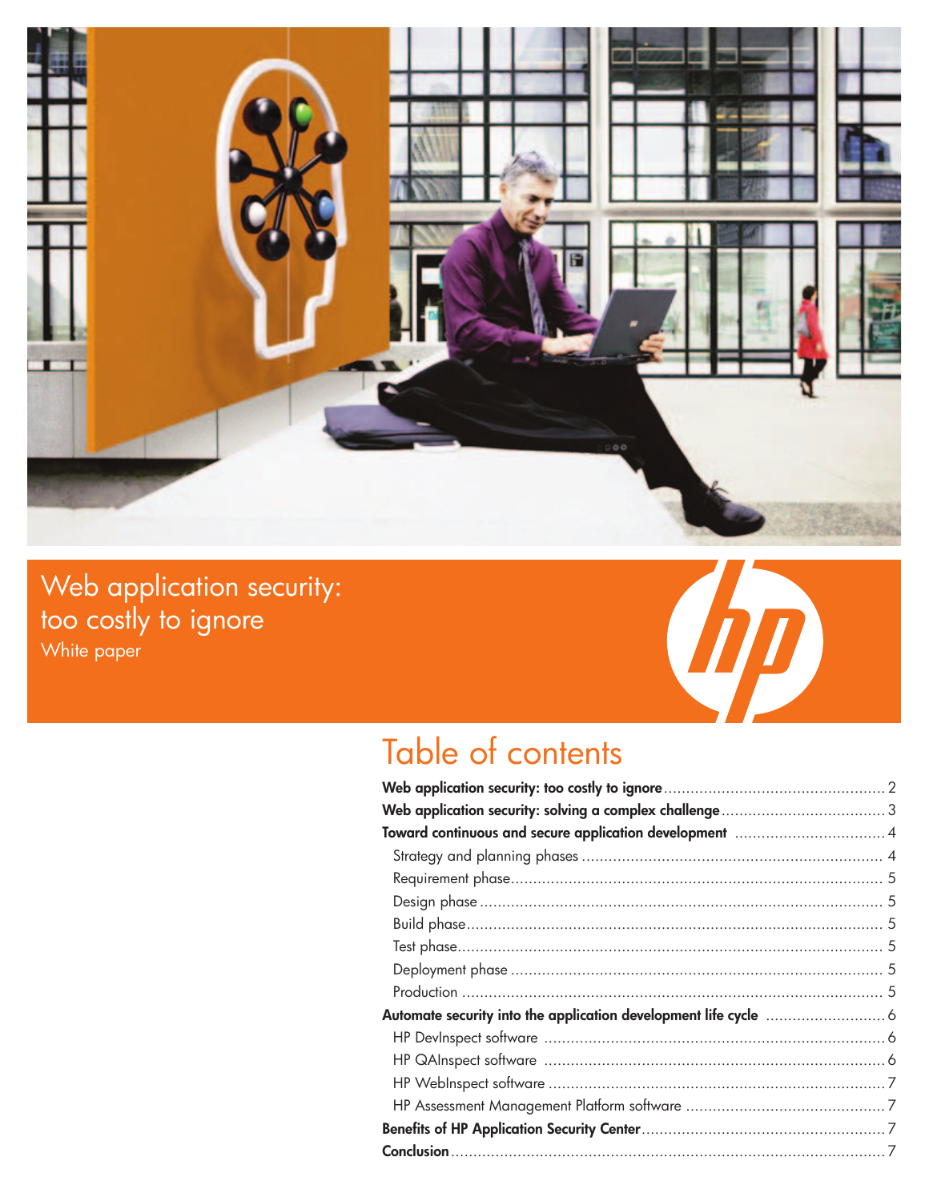# Web application security: too costly to ignore

White paper

## Table of contents

**Web application security: too costly to ignore** .......... 2
**Web application security: solving a complex challenge** .......... 3
**Toward continuous and secure application development** .......... 4
- Strategy and planning phases .......... 4
- Requirement phase .......... 5
- Design phase .......... 5
- Build phase .......... 5
- Test phase .......... 5
- Deployment phase .......... 5
- Production .......... 5

**Automate security into the application development life cycle** .......... 6
- HP DevInspect software .......... 6
- HP QAInspect software .......... 6
- HP WebInspect software .......... 7
- HP Assessment Management Platform software .......... 7

**Benefits of HP Application Security Center** .......... 7
**Conclusion** .......... 7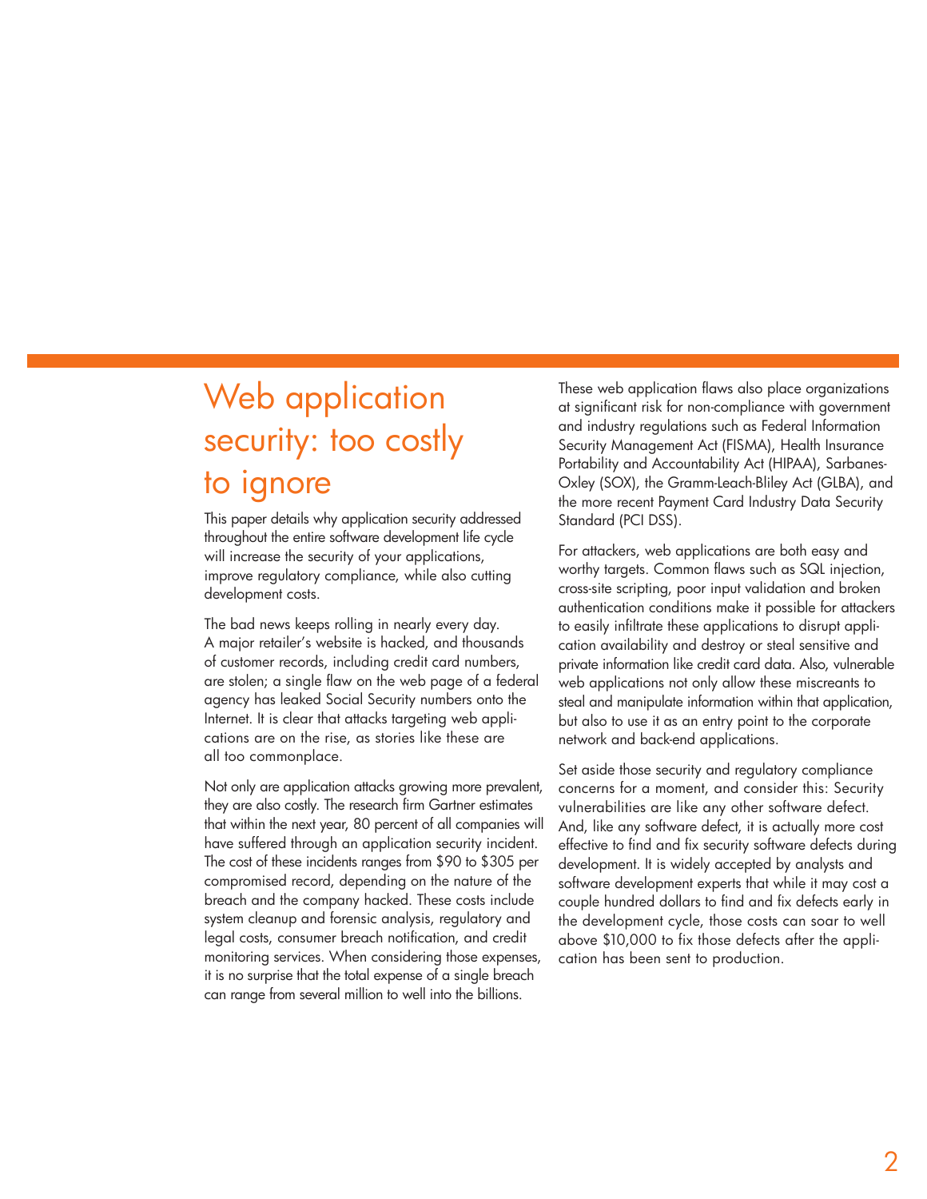# Web application security: too costly to ignore

This paper details why application security addressed throughout the entire software development life cycle will increase the security of your applications, improve regulatory compliance, while also cutting development costs.

The bad news keeps rolling in nearly every day. A major retailer's website is hacked, and thousands of customer records, including credit card numbers, are stolen; a single flaw on the web page of a federal agency has leaked Social Security numbers onto the Internet. It is clear that attacks targeting web applications are on the rise, as stories like these are all too commonplace.

Not only are application attacks growing more prevalent, they are also costly. The research firm Gartner estimates that within the next year, 80 percent of all companies will have suffered through an application security incident. The cost of these incidents ranges from $90 to $305 per compromised record, depending on the nature of the breach and the company hacked. These costs include system cleanup and forensic analysis, regulatory and legal costs, consumer breach notification, and credit monitoring services. When considering those expenses, it is no surprise that the total expense of a single breach can range from several million to well into the billions.

These web application flaws also place organizations at significant risk for non-compliance with government and industry regulations such as Federal Information Security Management Act (FISMA), Health Insurance Portability and Accountability Act (HIPAA), Sarbanes-Oxley (SOX), the Gramm-Leach-Bliley Act (GLBA), and the more recent Payment Card Industry Data Security Standard (PCI DSS).

For attackers, web applications are both easy and worthy targets. Common flaws such as SQL injection, cross-site scripting, poor input validation and broken authentication conditions make it possible for attackers to easily infiltrate these applications to disrupt application availability and destroy or steal sensitive and private information like credit card data. Also, vulnerable web applications not only allow these miscreants to steal and manipulate information within that application, but also to use it as an entry point to the corporate network and back-end applications.

Set aside those security and regulatory compliance concerns for a moment, and consider this: Security vulnerabilities are like any other software defect. And, like any software defect, it is actually more cost effective to find and fix security software defects during development. It is widely accepted by analysts and software development experts that while it may cost a couple hundred dollars to find and fix defects early in the development cycle, those costs can soar to well above $10,000 to fix those defects after the application has been sent to production.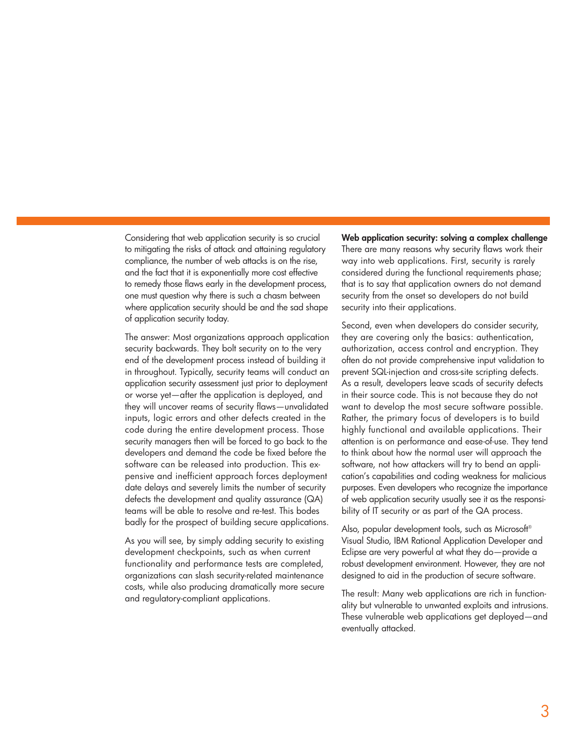Considering that web application security is so crucial to mitigating the risks of attack and attaining regulatory compliance, the number of web attacks is on the rise, and the fact that it is exponentially more cost effective to remedy those flaws early in the development process, one must question why there is such a chasm between where application security should be and the sad shape of application security today.

The answer: Most organizations approach application security backwards. They bolt security on to the very end of the development process instead of building it in throughout. Typically, security teams will conduct an application security assessment just prior to deployment or worse yet—after the application is deployed, and they will uncover reams of security flaws—unvalidated inputs, logic errors and other defects created in the code during the entire development process. Those security managers then will be forced to go back to the developers and demand the code be fixed before the software can be released into production. This expensive and inefficient approach forces deployment date delays and severely limits the number of security defects the development and quality assurance (QA) teams will be able to resolve and re-test. This bodes badly for the prospect of building secure applications.

As you will see, by simply adding security to existing development checkpoints, such as when current functionality and performance tests are completed, organizations can slash security-related maintenance costs, while also producing dramatically more secure and regulatory-compliant applications.

**Web application security: solving a complex challenge**

There are many reasons why security flaws work their way into web applications. First, security is rarely considered during the functional requirements phase; that is to say that application owners do not demand security from the onset so developers do not build security into their applications.

Second, even when developers do consider security, they are covering only the basics: authentication, authorization, access control and encryption. They often do not provide comprehensive input validation to prevent SQL-injection and cross-site scripting defects. As a result, developers leave scads of security defects in their source code. This is not because they do not want to develop the most secure software possible. Rather, the primary focus of developers is to build highly functional and available applications. Their attention is on performance and ease-of-use. They tend to think about how the normal user will approach the software, not how attackers will try to bend an application's capabilities and coding weakness for malicious purposes. Even developers who recognize the importance of web application security usually see it as the responsibility of IT security or as part of the QA process.

Also, popular development tools, such as Microsoft® Visual Studio, IBM Rational Application Developer and Eclipse are very powerful at what they do—provide a robust development environment. However, they are not designed to aid in the production of secure software.

The result: Many web applications are rich in functionality but vulnerable to unwanted exploits and intrusions. These vulnerable web applications get deployed—and eventually attacked.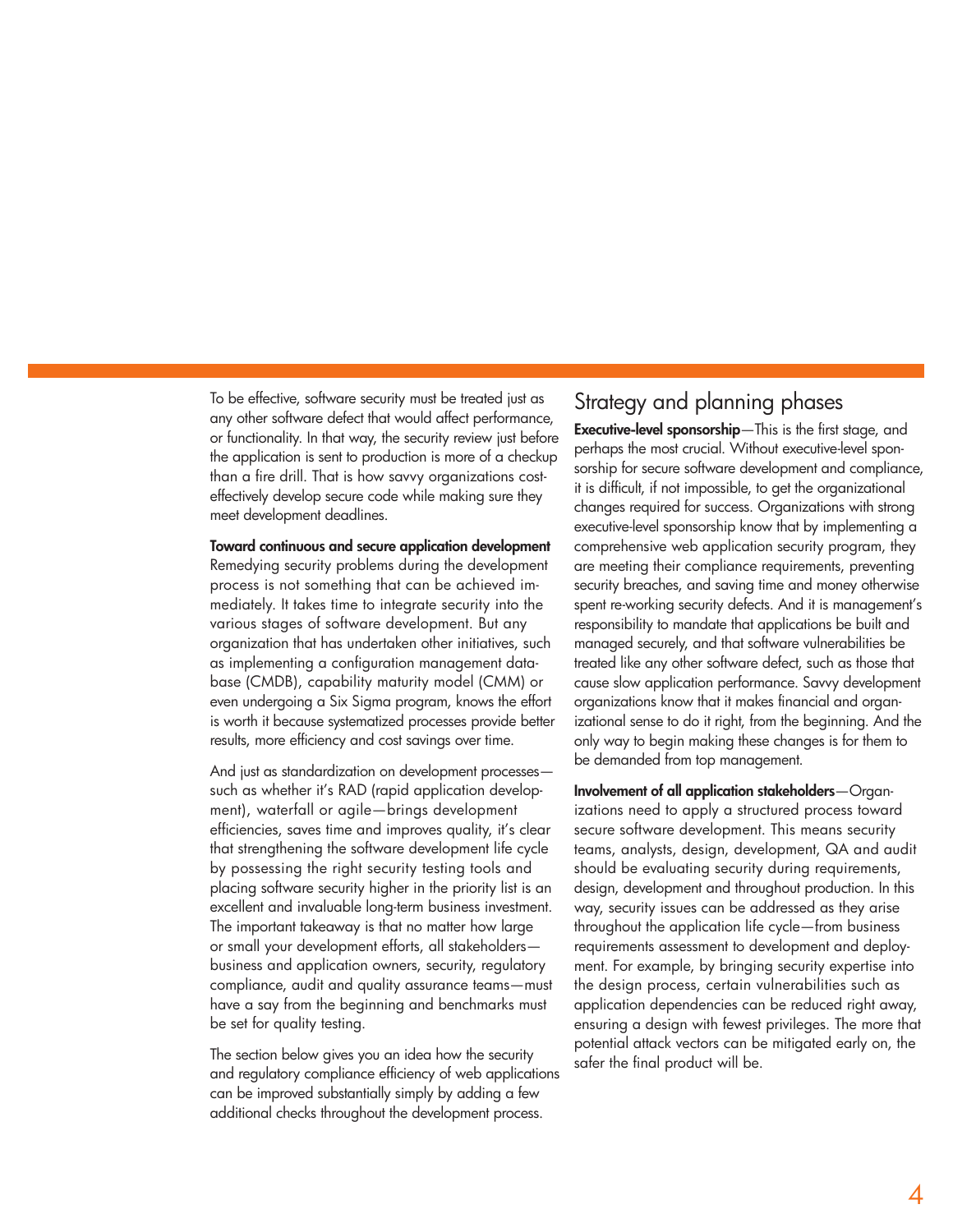To be effective, software security must be treated just as any other software defect that would affect performance, or functionality. In that way, the security review just before the application is sent to production is more of a checkup than a fire drill. That is how savvy organizations cost-effectively develop secure code while making sure they meet development deadlines.

**Toward continuous and secure application development**

Remedying security problems during the development process is not something that can be achieved immediately. It takes time to integrate security into the various stages of software development. But any organization that has undertaken other initiatives, such as implementing a configuration management database (CMDB), capability maturity model (CMM) or even undergoing a Six Sigma program, knows the effort is worth it because systematized processes provide better results, more efficiency and cost savings over time.

And just as standardization on development processes—such as whether it's RAD (rapid application development), waterfall or agile—brings development efficiencies, saves time and improves quality, it's clear that strengthening the software development life cycle by possessing the right security testing tools and placing software security higher in the priority list is an excellent and invaluable long-term business investment. The important takeaway is that no matter how large or small your development efforts, all stakeholders—business and application owners, security, regulatory compliance, audit and quality assurance teams—must have a say from the beginning and benchmarks must be set for quality testing.

The section below gives you an idea how the security and regulatory compliance efficiency of web applications can be improved substantially simply by adding a few additional checks throughout the development process.

## Strategy and planning phases

**Executive-level sponsorship**—This is the first stage, and perhaps the most crucial. Without executive-level sponsorship for secure software development and compliance, it is difficult, if not impossible, to get the organizational changes required for success. Organizations with strong executive-level sponsorship know that by implementing a comprehensive web application security program, they are meeting their compliance requirements, preventing security breaches, and saving time and money otherwise spent re-working security defects. And it is management's responsibility to mandate that applications be built and managed securely, and that software vulnerabilities be treated like any other software defect, such as those that cause slow application performance. Savvy development organizations know that it makes financial and organizational sense to do it right, from the beginning. And the only way to begin making these changes is for them to be demanded from top management.

**Involvement of all application stakeholders**—Organizations need to apply a structured process toward secure software development. This means security teams, analysts, design, development, QA and audit should be evaluating security during requirements, design, development and throughout production. In this way, security issues can be addressed as they arise throughout the application life cycle—from business requirements assessment to development and deployment. For example, by bringing security expertise into the design process, certain vulnerabilities such as application dependencies can be reduced right away, ensuring a design with fewest privileges. The more that potential attack vectors can be mitigated early on, the safer the final product will be.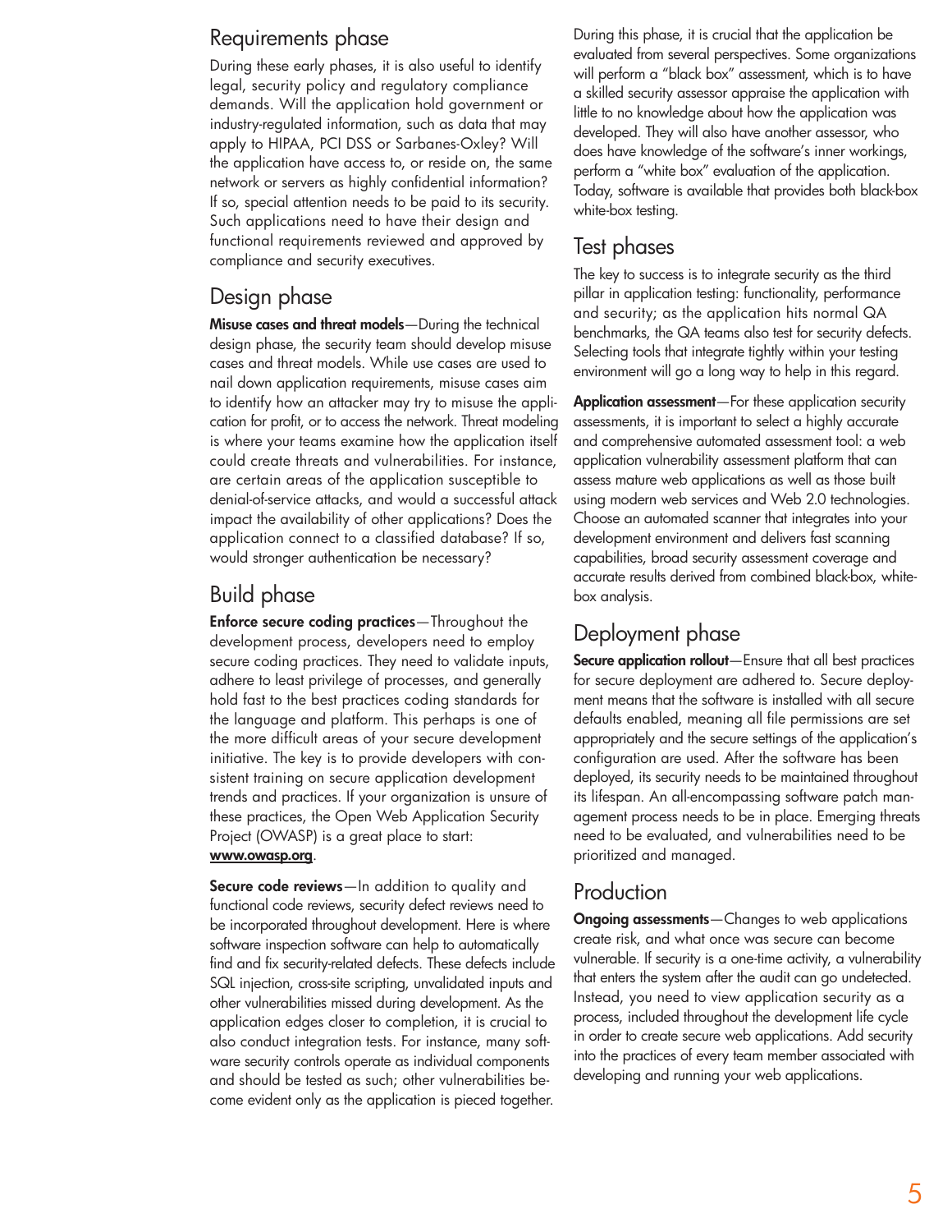## Requirements phase

During these early phases, it is also useful to identify legal, security policy and regulatory compliance demands. Will the application hold government or industry-regulated information, such as data that may apply to HIPAA, PCI DSS or Sarbanes-Oxley? Will the application have access to, or reside on, the same network or servers as highly confidential information? If so, special attention needs to be paid to its security. Such applications need to have their design and functional requirements reviewed and approved by compliance and security executives.

## Design phase

**Misuse cases and threat models**—During the technical design phase, the security team should develop misuse cases and threat models. While use cases are used to nail down application requirements, misuse cases aim to identify how an attacker may try to misuse the application for profit, or to access the network. Threat modeling is where your teams examine how the application itself could create threats and vulnerabilities. For instance, are certain areas of the application susceptible to denial-of-service attacks, and would a successful attack impact the availability of other applications? Does the application connect to a classified database? If so, would stronger authentication be necessary?

## Build phase

**Enforce secure coding practices**—Throughout the development process, developers need to employ secure coding practices. They need to validate inputs, adhere to least privilege of processes, and generally hold fast to the best practices coding standards for the language and platform. This perhaps is one of the more difficult areas of your secure development initiative. The key is to provide developers with consistent training on secure application development trends and practices. If your organization is unsure of these practices, the Open Web Application Security Project (OWASP) is a great place to start: **www.owasp.org**.

**Secure code reviews**—In addition to quality and functional code reviews, security defect reviews need to be incorporated throughout development. Here is where software inspection software can help to automatically find and fix security-related defects. These defects include SQL injection, cross-site scripting, unvalidated inputs and other vulnerabilities missed during development. As the application edges closer to completion, it is crucial to also conduct integration tests. For instance, many software security controls operate as individual components and should be tested as such; other vulnerabilities become evident only as the application is pieced together.

During this phase, it is crucial that the application be evaluated from several perspectives. Some organizations will perform a "black box" assessment, which is to have a skilled security assessor appraise the application with little to no knowledge about how the application was developed. They will also have another assessor, who does have knowledge of the software's inner workings, perform a "white box" evaluation of the application. Today, software is available that provides both black-box white-box testing.

## Test phases

The key to success is to integrate security as the third pillar in application testing: functionality, performance and security; as the application hits normal QA benchmarks, the QA teams also test for security defects. Selecting tools that integrate tightly within your testing environment will go a long way to help in this regard.

**Application assessment**—For these application security assessments, it is important to select a highly accurate and comprehensive automated assessment tool: a web application vulnerability assessment platform that can assess mature web applications as well as those built using modern web services and Web 2.0 technologies. Choose an automated scanner that integrates into your development environment and delivers fast scanning capabilities, broad security assessment coverage and accurate results derived from combined black-box, white-box analysis.

## Deployment phase

**Secure application rollout**—Ensure that all best practices for secure deployment are adhered to. Secure deployment means that the software is installed with all secure defaults enabled, meaning all file permissions are set appropriately and the secure settings of the application's configuration are used. After the software has been deployed, its security needs to be maintained throughout its lifespan. An all-encompassing software patch management process needs to be in place. Emerging threats need to be evaluated, and vulnerabilities need to be prioritized and managed.

## Production

**Ongoing assessments**—Changes to web applications create risk, and what once was secure can become vulnerable. If security is a one-time activity, a vulnerability that enters the system after the audit can go undetected. Instead, you need to view application security as a process, included throughout the development life cycle in order to create secure web applications. Add security into the practices of every team member associated with developing and running your web applications.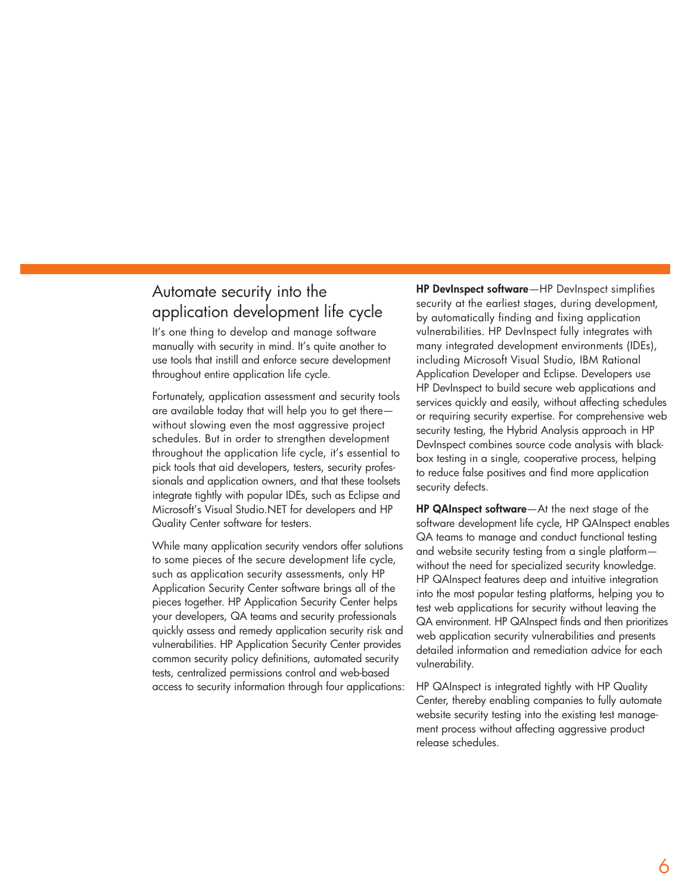## Automate security into the application development life cycle

It's one thing to develop and manage software manually with security in mind. It's quite another to use tools that instill and enforce secure development throughout entire application life cycle.

Fortunately, application assessment and security tools are available today that will help you to get there—without slowing even the most aggressive project schedules. But in order to strengthen development throughout the application life cycle, it's essential to pick tools that aid developers, testers, security professionals and application owners, and that these toolsets integrate tightly with popular IDEs, such as Eclipse and Microsoft's Visual Studio.NET for developers and HP Quality Center software for testers.

While many application security vendors offer solutions to some pieces of the secure development life cycle, such as application security assessments, only HP Application Security Center software brings all of the pieces together. HP Application Security Center helps your developers, QA teams and security professionals quickly assess and remedy application security risk and vulnerabilities. HP Application Security Center provides common security policy definitions, automated security tests, centralized permissions control and web-based access to security information through four applications:

**HP DevInspect software**—HP DevInspect simplifies security at the earliest stages, during development, by automatically finding and fixing application vulnerabilities. HP DevInspect fully integrates with many integrated development environments (IDEs), including Microsoft Visual Studio, IBM Rational Application Developer and Eclipse. Developers use HP DevInspect to build secure web applications and services quickly and easily, without affecting schedules or requiring security expertise. For comprehensive web security testing, the Hybrid Analysis approach in HP DevInspect combines source code analysis with black-box testing in a single, cooperative process, helping to reduce false positives and find more application security defects.

**HP QAInspect software**—At the next stage of the software development life cycle, HP QAInspect enables QA teams to manage and conduct functional testing and website security testing from a single platform—without the need for specialized security knowledge. HP QAInspect features deep and intuitive integration into the most popular testing platforms, helping you to test web applications for security without leaving the QA environment. HP QAInspect finds and then prioritizes web application security vulnerabilities and presents detailed information and remediation advice for each vulnerability.

HP QAInspect is integrated tightly with HP Quality Center, thereby enabling companies to fully automate website security testing into the existing test management process without affecting aggressive product release schedules.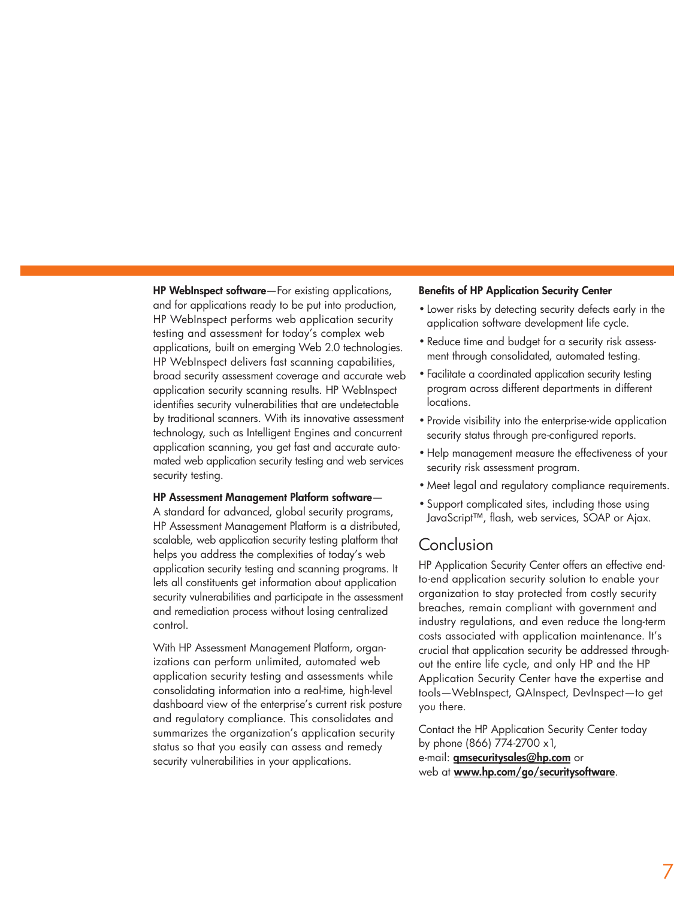**HP WebInspect software**—For existing applications, and for applications ready to be put into production, HP WebInspect performs web application security testing and assessment for today's complex web applications, built on emerging Web 2.0 technologies. HP WebInspect delivers fast scanning capabilities, broad security assessment coverage and accurate web application security scanning results. HP WebInspect identifies security vulnerabilities that are undetectable by traditional scanners. With its innovative assessment technology, such as Intelligent Engines and concurrent application scanning, you get fast and accurate automated web application security testing and web services security testing.

**HP Assessment Management Platform software**—A standard for advanced, global security programs, HP Assessment Management Platform is a distributed, scalable, web application security testing platform that helps you address the complexities of today's web application security testing and scanning programs. It lets all constituents get information about application security vulnerabilities and participate in the assessment and remediation process without losing centralized control.

With HP Assessment Management Platform, organizations can perform unlimited, automated web application security testing and assessments while consolidating information into a real-time, high-level dashboard view of the enterprise's current risk posture and regulatory compliance. This consolidates and summarizes the organization's application security status so that you easily can assess and remedy security vulnerabilities in your applications.

**Benefits of HP Application Security Center**

- Lower risks by detecting security defects early in the application software development life cycle.
- Reduce time and budget for a security risk assessment through consolidated, automated testing.
- Facilitate a coordinated application security testing program across different departments in different locations.
- Provide visibility into the enterprise-wide application security status through pre-configured reports.
- Help management measure the effectiveness of your security risk assessment program.
- Meet legal and regulatory compliance requirements.
- Support complicated sites, including those using JavaScript™, flash, web services, SOAP or Ajax.

## Conclusion

HP Application Security Center offers an effective end-to-end application security solution to enable your organization to stay protected from costly security breaches, remain compliant with government and industry regulations, and even reduce the long-term costs associated with application maintenance. It's crucial that application security be addressed throughout the entire life cycle, and only HP and the HP Application Security Center have the expertise and tools—WebInspect, QAInspect, DevInspect—to get you there.

Contact the HP Application Security Center today by phone (866) 774-2700 x1, e-mail: **qmsecuritysales@hp.com** or web at **www.hp.com/go/securitysoftware**.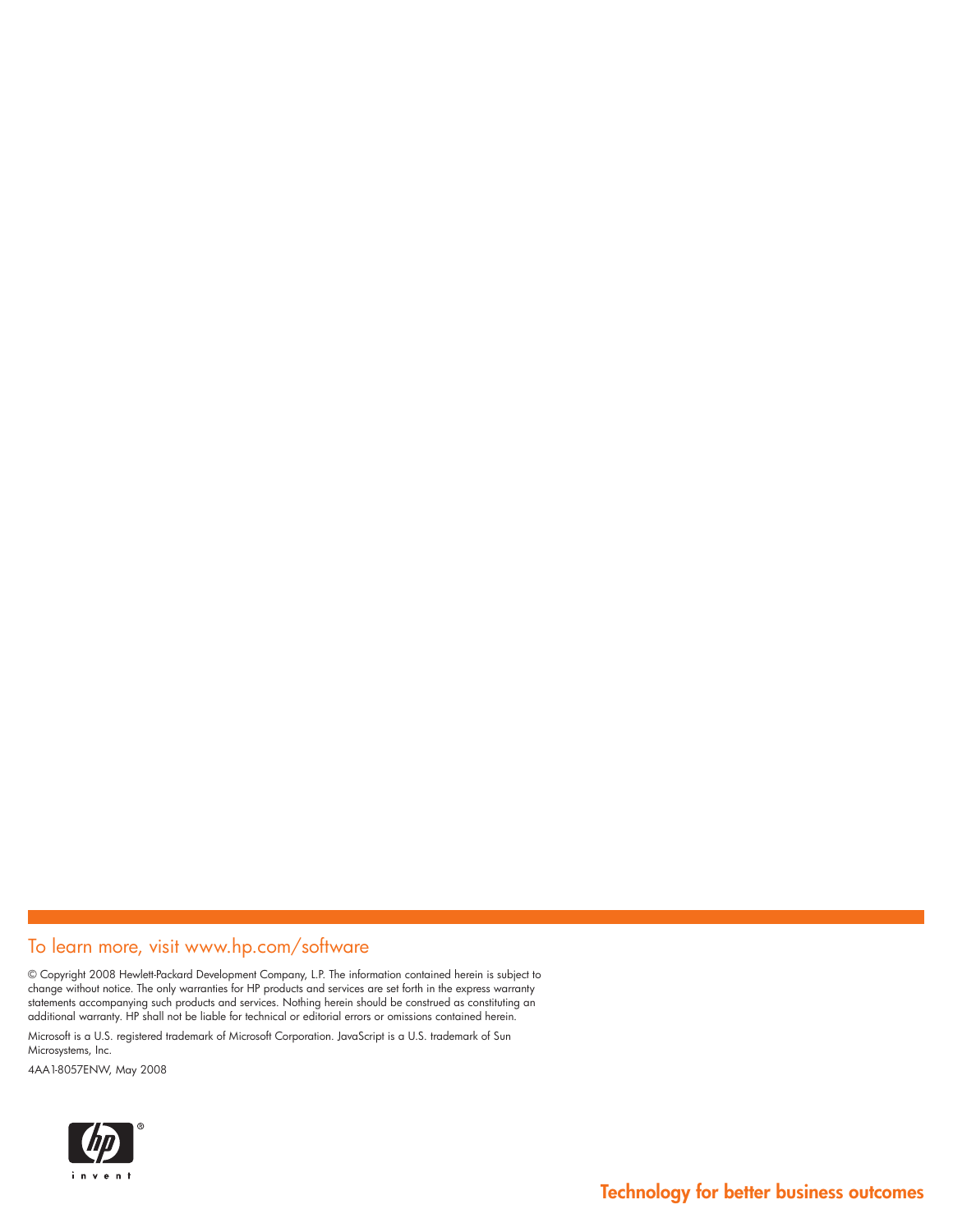To learn more, visit www.hp.com/software

© Copyright 2008 Hewlett-Packard Development Company, L.P. The information contained herein is subject to change without notice. The only warranties for HP products and services are set forth in the express warranty statements accompanying such products and services. Nothing herein should be construed as constituting an additional warranty. HP shall not be liable for technical or editorial errors or omissions contained herein.

Microsoft is a U.S. registered trademark of Microsoft Corporation. JavaScript is a U.S. trademark of Sun Microsystems, Inc.

4AA1-8057ENW, May 2008

invent

**Technology for better business outcomes**